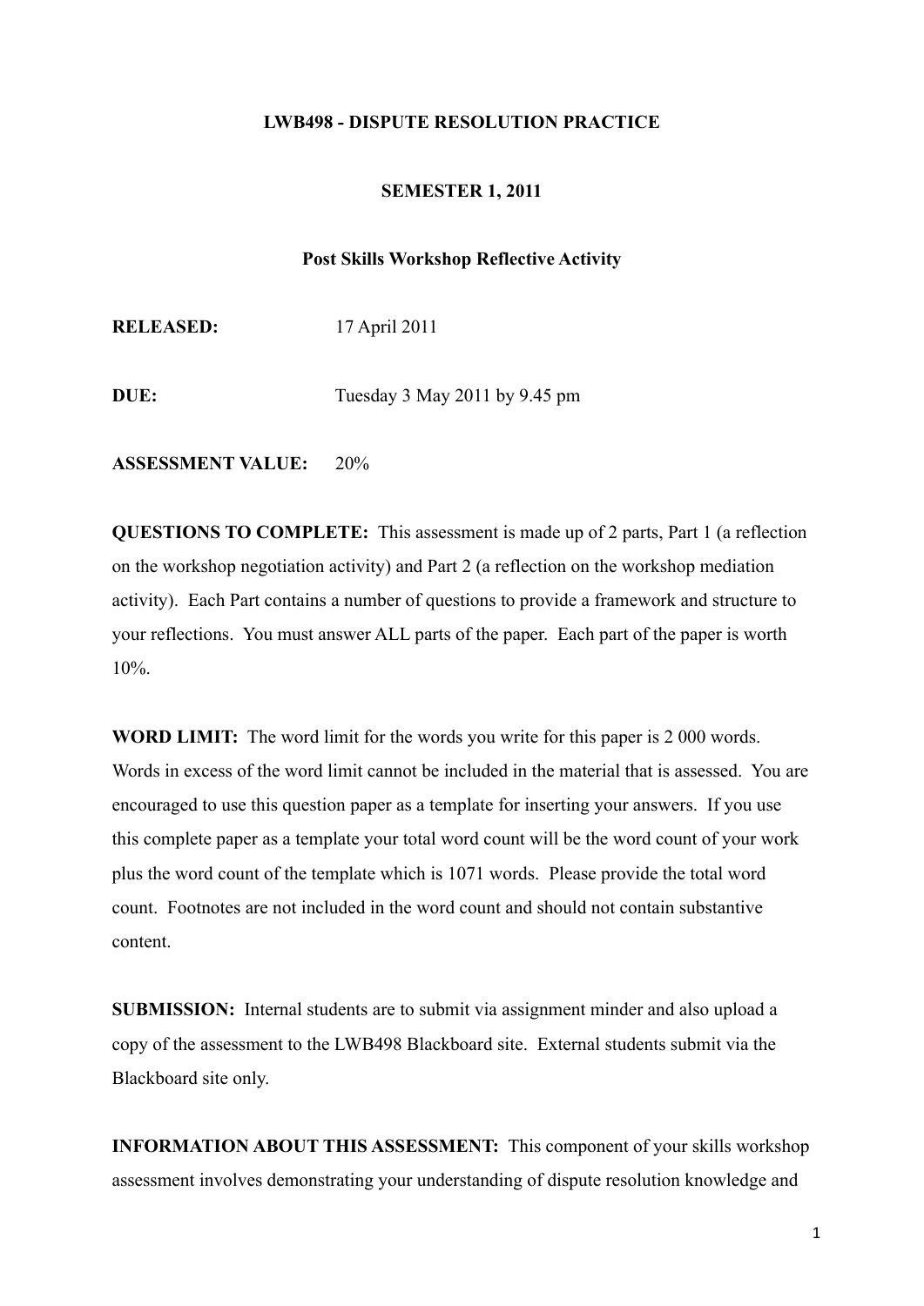**LWB498 - DISPUTE RESOLUTION PRACTICE**

**SEMESTER 1, 2011**

**Post Skills Workshop Reflective Activity**

**RELEASED:** 17 April 2011

**DUE:** Tuesday 3 May 2011 by 9.45 pm

**ASSESSMENT VALUE:** 20%

**QUESTIONS TO COMPLETE:** This assessment is made up of 2 parts, Part 1 (a reflection on the workshop negotiation activity) and Part 2 (a reflection on the workshop mediation activity). Each Part contains a number of questions to provide a framework and structure to your reflections. You must answer ALL parts of the paper. Each part of the paper is worth 10%.

**WORD LIMIT:** The word limit for the words you write for this paper is 2 000 words. Words in excess of the word limit cannot be included in the material that is assessed. You are encouraged to use this question paper as a template for inserting your answers. If you use this complete paper as a template your total word count will be the word count of your work plus the word count of the template which is 1071 words. Please provide the total word count. Footnotes are not included in the word count and should not contain substantive content.

**SUBMISSION:** Internal students are to submit via assignment minder and also upload a copy of the assessment to the LWB498 Blackboard site. External students submit via the Blackboard site only.

**INFORMATION ABOUT THIS ASSESSMENT:** This component of your skills workshop assessment involves demonstrating your understanding of dispute resolution knowledge and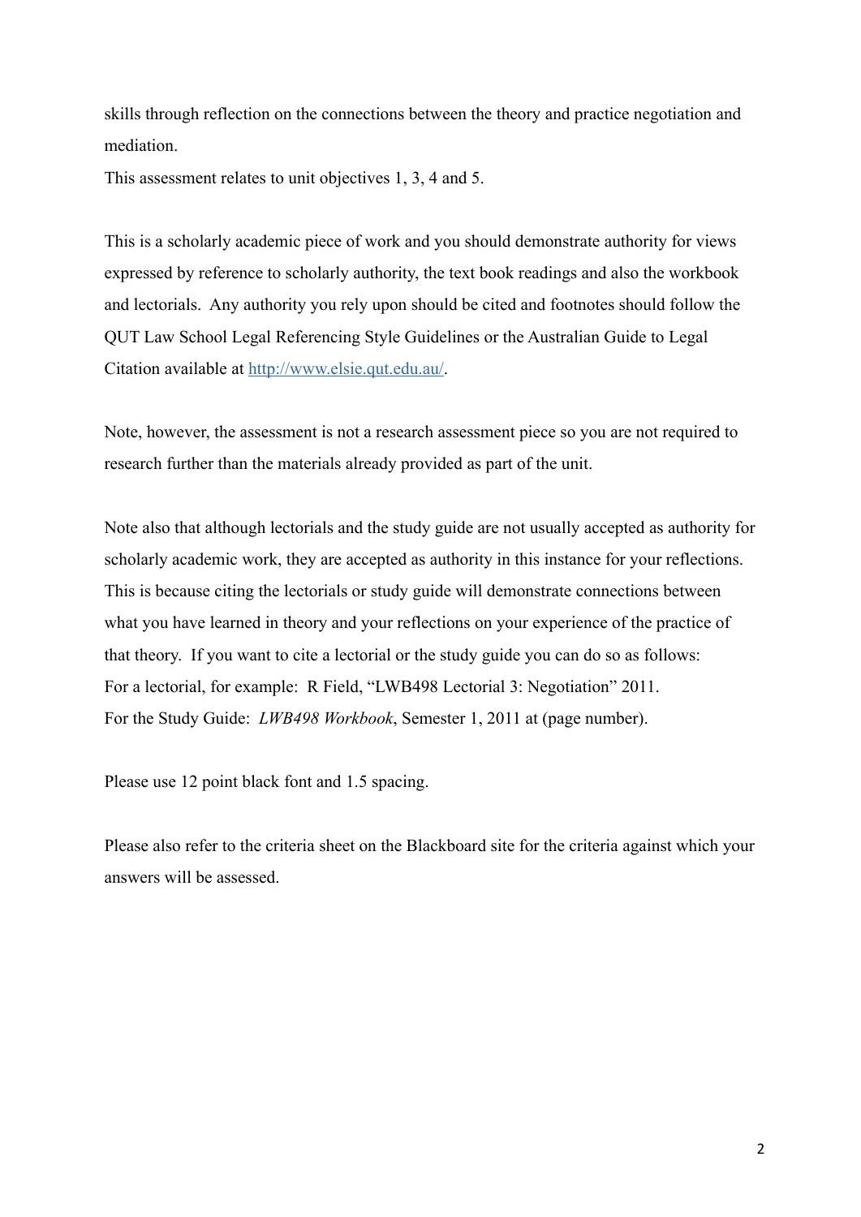skills through reflection on the connections between the theory and practice negotiation and mediation.

This assessment relates to unit objectives 1, 3, 4 and 5.

This is a scholarly academic piece of work and you should demonstrate authority for views expressed by reference to scholarly authority, the text book readings and also the workbook and lectorials. Any authority you rely upon should be cited and footnotes should follow the QUT Law School Legal Referencing Style Guidelines or the Australian Guide to Legal Citation available at http://www.elsie.qut.edu.au/.

Note, however, the assessment is not a research assessment piece so you are not required to research further than the materials already provided as part of the unit.

Note also that although lectorials and the study guide are not usually accepted as authority for scholarly academic work, they are accepted as authority in this instance for your reflections. This is because citing the lectorials or study guide will demonstrate connections between what you have learned in theory and your reflections on your experience of the practice of that theory. If you want to cite a lectorial or the study guide you can do so as follows:

For a lectorial, for example: R Field, "LWB498 Lectorial 3: Negotiation" 2011.

For the Study Guide: *LWB498 Workbook*, Semester 1, 2011 at (page number).

Please use 12 point black font and 1.5 spacing.

Please also refer to the criteria sheet on the Blackboard site for the criteria against which your answers will be assessed.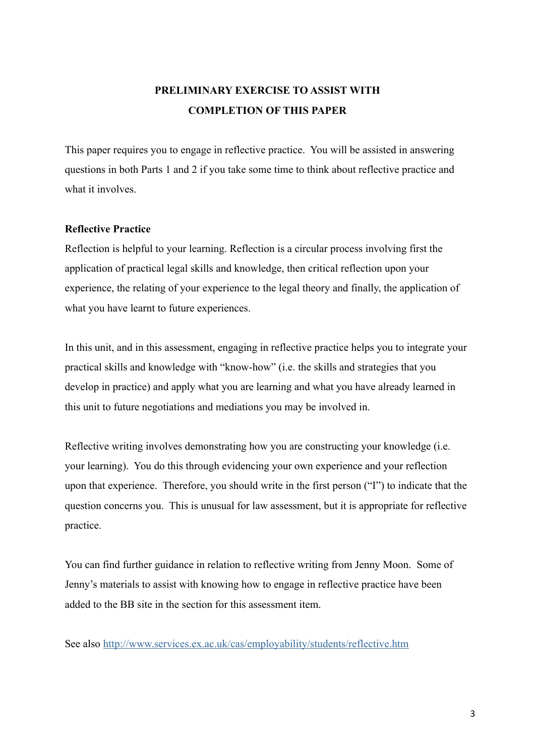## PRELIMINARY EXERCISE TO ASSIST WITH COMPLETION OF THIS PAPER

This paper requires you to engage in reflective practice. You will be assisted in answering questions in both Parts 1 and 2 if you take some time to think about reflective practice and what it involves.

### Reflective Practice

Reflection is helpful to your learning. Reflection is a circular process involving first the application of practical legal skills and knowledge, then critical reflection upon your experience, the relating of your experience to the legal theory and finally, the application of what you have learnt to future experiences.

In this unit, and in this assessment, engaging in reflective practice helps you to integrate your practical skills and knowledge with "know-how" (i.e. the skills and strategies that you develop in practice) and apply what you are learning and what you have already learned in this unit to future negotiations and mediations you may be involved in.

Reflective writing involves demonstrating how you are constructing your knowledge (i.e. your learning). You do this through evidencing your own experience and your reflection upon that experience. Therefore, you should write in the first person ("I") to indicate that the question concerns you. This is unusual for law assessment, but it is appropriate for reflective practice.

You can find further guidance in relation to reflective writing from Jenny Moon. Some of Jenny's materials to assist with knowing how to engage in reflective practice have been added to the BB site in the section for this assessment item.

See also [http://www.services.ex.ac.uk/cas/employability/students/reflective.htm](http://www.services.ex.ac.uk/cas/employability/students/reflective.htm)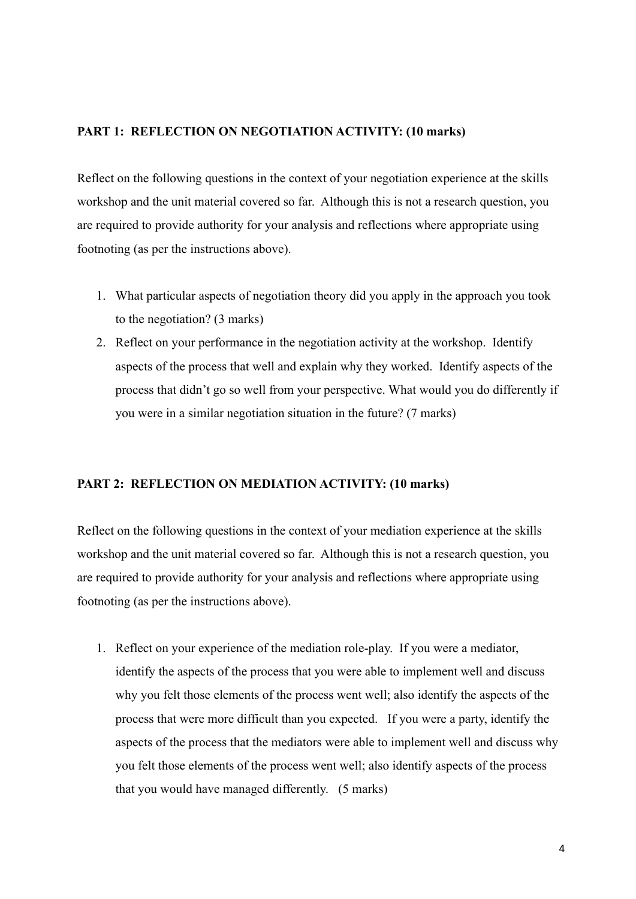**PART 1: REFLECTION ON NEGOTIATION ACTIVITY: (10 marks)**

Reflect on the following questions in the context of your negotiation experience at the skills workshop and the unit material covered so far. Although this is not a research question, you are required to provide authority for your analysis and reflections where appropriate using footnoting (as per the instructions above).

1. What particular aspects of negotiation theory did you apply in the approach you took to the negotiation? (3 marks)
2. Reflect on your performance in the negotiation activity at the workshop. Identify aspects of the process that well and explain why they worked. Identify aspects of the process that didn't go so well from your perspective. What would you do differently if you were in a similar negotiation situation in the future? (7 marks)

**PART 2: REFLECTION ON MEDIATION ACTIVITY: (10 marks)**

Reflect on the following questions in the context of your mediation experience at the skills workshop and the unit material covered so far. Although this is not a research question, you are required to provide authority for your analysis and reflections where appropriate using footnoting (as per the instructions above).

1. Reflect on your experience of the mediation role-play. If you were a mediator, identify the aspects of the process that you were able to implement well and discuss why you felt those elements of the process went well; also identify the aspects of the process that were more difficult than you expected. If you were a party, identify the aspects of the process that the mediators were able to implement well and discuss why you felt those elements of the process went well; also identify aspects of the process that you would have managed differently. (5 marks)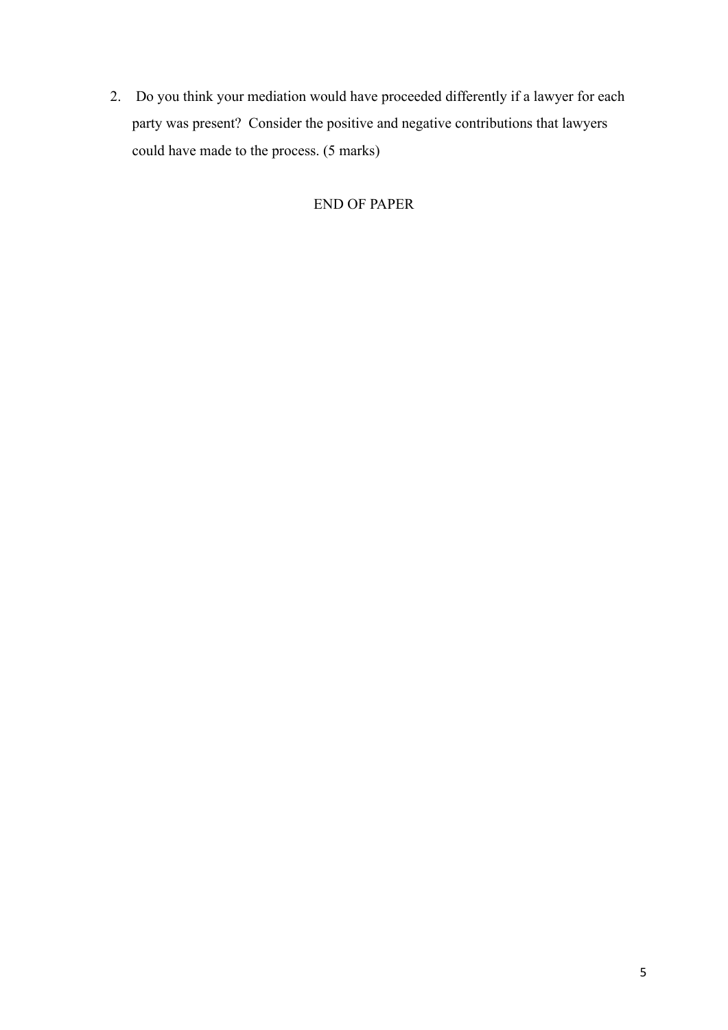2. Do you think your mediation would have proceeded differently if a lawyer for each party was present? Consider the positive and negative contributions that lawyers could have made to the process. (5 marks)

END OF PAPER